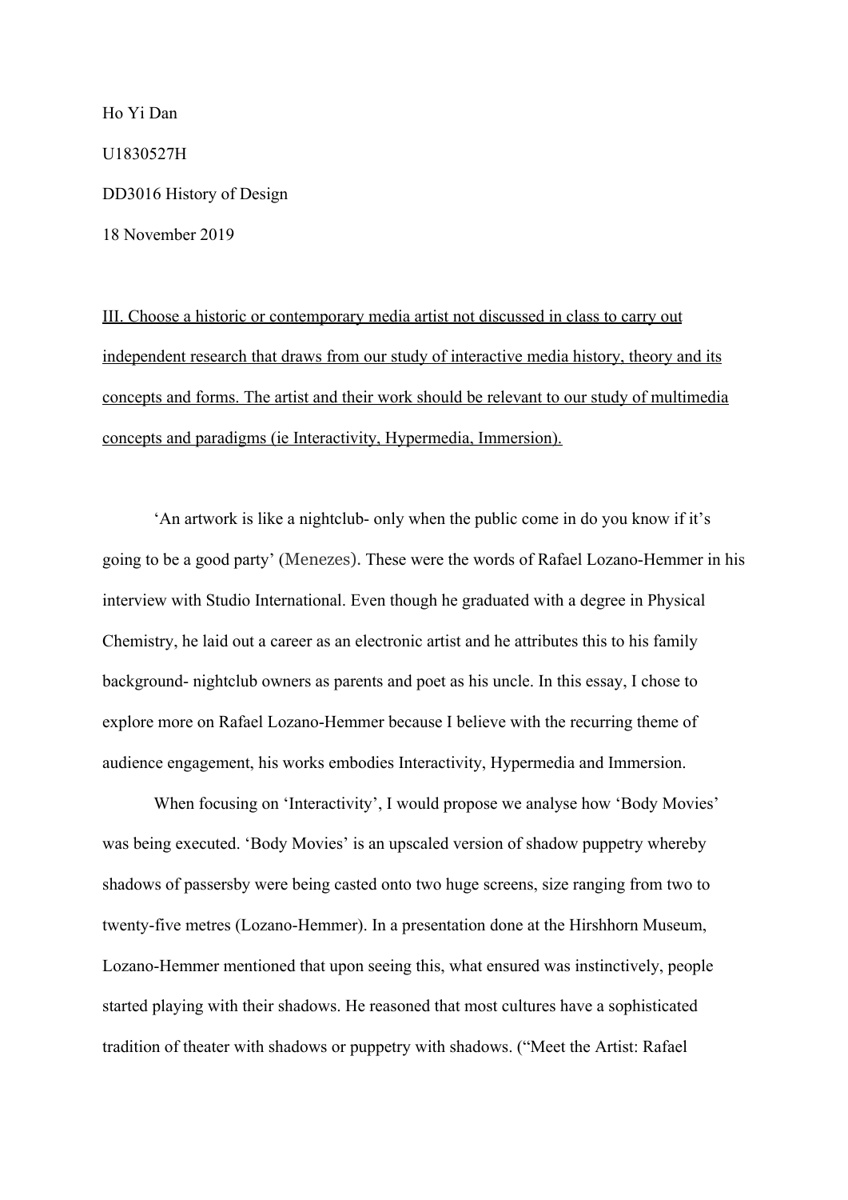Ho Yi Dan

U1830527H

DD3016 History of Design

18 November 2019

<u>III. Choose a historic or contemporary media artist not discussed in class to carry out independent research that draws from our study of interactive media history, theory and its concepts and forms. The artist and their work should be relevant to our study of multimedia concepts and paradigms (ie Interactivity, Hypermedia, Immersion).</u>

'An artwork is like a nightclub- only when the public come in do you know if it's going to be a good party' (Menezes). These were the words of Rafael Lozano-Hemmer in his interview with Studio International. Even though he graduated with a degree in Physical Chemistry, he laid out a career as an electronic artist and he attributes this to his family background- nightclub owners as parents and poet as his uncle. In this essay, I chose to explore more on Rafael Lozano-Hemmer because I believe with the recurring theme of audience engagement, his works embodies Interactivity, Hypermedia and Immersion.

When focusing on 'Interactivity', I would propose we analyse how 'Body Movies' was being executed. 'Body Movies' is an upscaled version of shadow puppetry whereby shadows of passersby were being casted onto two huge screens, size ranging from two to twenty-five metres (Lozano-Hemmer). In a presentation done at the Hirshhorn Museum, Lozano-Hemmer mentioned that upon seeing this, what ensured was instinctively, people started playing with their shadows. He reasoned that most cultures have a sophisticated tradition of theater with shadows or puppetry with shadows. ("Meet the Artist: Rafael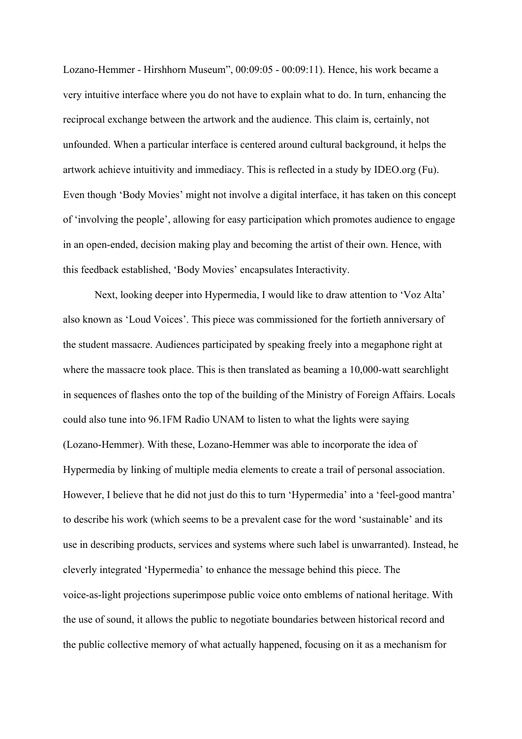Lozano-Hemmer - Hirshhorn Museum", 00:09:05 - 00:09:11). Hence, his work became a very intuitive interface where you do not have to explain what to do. In turn, enhancing the reciprocal exchange between the artwork and the audience. This claim is, certainly, not unfounded. When a particular interface is centered around cultural background, it helps the artwork achieve intuitivity and immediacy. This is reflected in a study by IDEO.org (Fu). Even though 'Body Movies' might not involve a digital interface, it has taken on this concept of 'involving the people', allowing for easy participation which promotes audience to engage in an open-ended, decision making play and becoming the artist of their own. Hence, with this feedback established, 'Body Movies' encapsulates Interactivity.

Next, looking deeper into Hypermedia, I would like to draw attention to 'Voz Alta' also known as 'Loud Voices'. This piece was commissioned for the fortieth anniversary of the student massacre. Audiences participated by speaking freely into a megaphone right at where the massacre took place. This is then translated as beaming a 10,000-watt searchlight in sequences of flashes onto the top of the building of the Ministry of Foreign Affairs. Locals could also tune into 96.1FM Radio UNAM to listen to what the lights were saying (Lozano-Hemmer). With these, Lozano-Hemmer was able to incorporate the idea of Hypermedia by linking of multiple media elements to create a trail of personal association. However, I believe that he did not just do this to turn 'Hypermedia' into a 'feel-good mantra' to describe his work (which seems to be a prevalent case for the word 'sustainable' and its use in describing products, services and systems where such label is unwarranted). Instead, he cleverly integrated 'Hypermedia' to enhance the message behind this piece. The voice-as-light projections superimpose public voice onto emblems of national heritage. With the use of sound, it allows the public to negotiate boundaries between historical record and the public collective memory of what actually happened, focusing on it as a mechanism for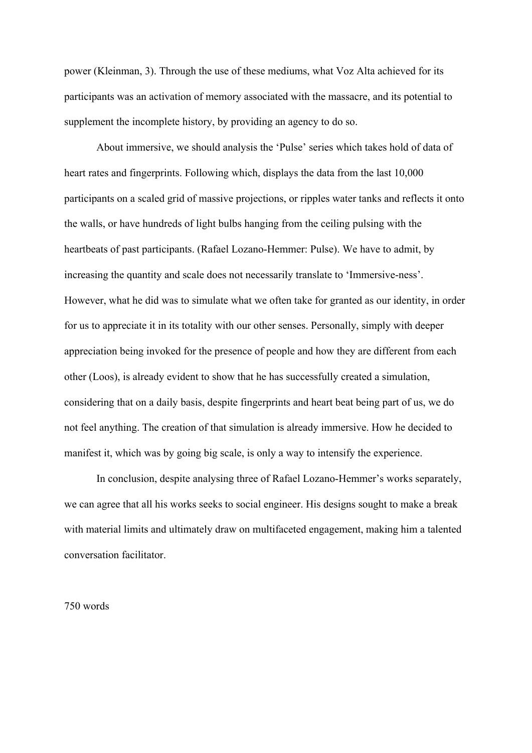power (Kleinman, 3). Through the use of these mediums, what Voz Alta achieved for its participants was an activation of memory associated with the massacre, and its potential to supplement the incomplete history, by providing an agency to do so.

About immersive, we should analysis the 'Pulse' series which takes hold of data of heart rates and fingerprints. Following which, displays the data from the last 10,000 participants on a scaled grid of massive projections, or ripples water tanks and reflects it onto the walls, or have hundreds of light bulbs hanging from the ceiling pulsing with the heartbeats of past participants. (Rafael Lozano-Hemmer: Pulse). We have to admit, by increasing the quantity and scale does not necessarily translate to 'Immersive-ness'. However, what he did was to simulate what we often take for granted as our identity, in order for us to appreciate it in its totality with our other senses. Personally, simply with deeper appreciation being invoked for the presence of people and how they are different from each other (Loos), is already evident to show that he has successfully created a simulation, considering that on a daily basis, despite fingerprints and heart beat being part of us, we do not feel anything. The creation of that simulation is already immersive. How he decided to manifest it, which was by going big scale, is only a way to intensify the experience.

In conclusion, despite analysing three of Rafael Lozano-Hemmer's works separately, we can agree that all his works seeks to social engineer. His designs sought to make a break with material limits and ultimately draw on multifaceted engagement, making him a talented conversation facilitator.

750 words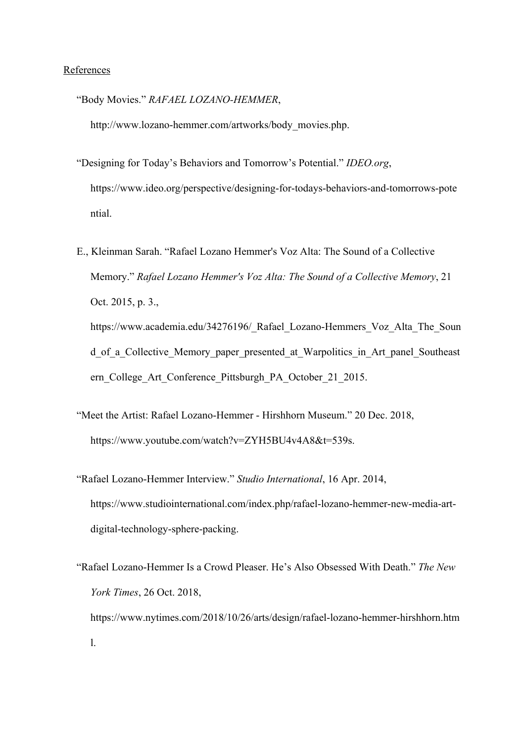References

"Body Movies." *RAFAEL LOZANO-HEMMER*, http://www.lozano-hemmer.com/artworks/body_movies.php.

"Designing for Today's Behaviors and Tomorrow's Potential." *IDEO.org*, https://www.ideo.org/perspective/designing-for-todays-behaviors-and-tomorrows-potential.

E., Kleinman Sarah. "Rafael Lozano Hemmer's Voz Alta: The Sound of a Collective Memory." *Rafael Lozano Hemmer's Voz Alta: The Sound of a Collective Memory*, 21 Oct. 2015, p. 3., https://www.academia.edu/34276196/_Rafael_Lozano-Hemmers_Voz_Alta_The_Sound_of_a_Collective_Memory_paper_presented_at_Warpolitics_in_Art_panel_Southeastern_College_Art_Conference_Pittsburgh_PA_October_21_2015.

"Meet the Artist: Rafael Lozano-Hemmer - Hirshhorn Museum." 20 Dec. 2018, https://www.youtube.com/watch?v=ZYH5BU4v4A8&t=539s.

"Rafael Lozano-Hemmer Interview." *Studio International*, 16 Apr. 2014, https://www.studiointernational.com/index.php/rafael-lozano-hemmer-new-media-art-digital-technology-sphere-packing.

"Rafael Lozano-Hemmer Is a Crowd Pleaser. He's Also Obsessed With Death." *The New York Times*, 26 Oct. 2018, https://www.nytimes.com/2018/10/26/arts/design/rafael-lozano-hemmer-hirshhorn.html.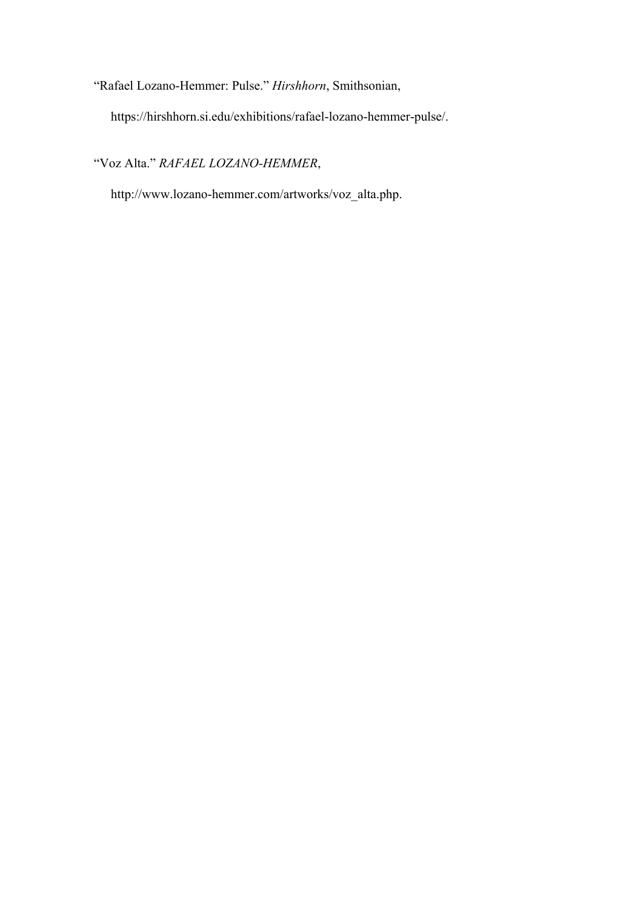"Rafael Lozano-Hemmer: Pulse." *Hirshhorn*, Smithsonian,
    https://hirshhorn.si.edu/exhibitions/rafael-lozano-hemmer-pulse/.

"Voz Alta." *RAFAEL LOZANO-HEMMER*,
    http://www.lozano-hemmer.com/artworks/voz_alta.php.